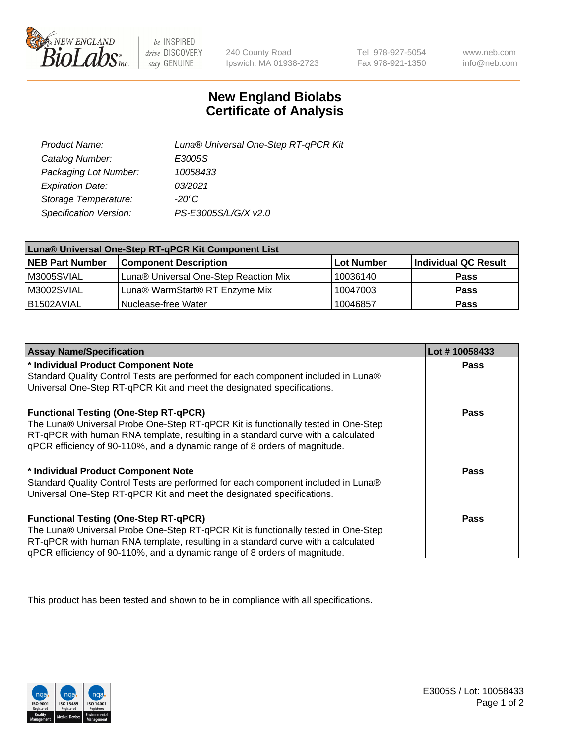# New England Biolabs Certificate of Analysis

| | |
|---|---|
| Product Name: | Luna® Universal One-Step RT-qPCR Kit |
| Catalog Number: | E3005S |
| Packaging Lot Number: | 10058433 |
| Expiration Date: | 03/2021 |
| Storage Temperature: | -20°C |
| Specification Version: | PS-E3005S/L/G/X v2.0 |

| Luna® Universal One-Step RT-qPCR Kit Component List | | | |
|---|---|---|---|
| **NEB Part Number** | **Component Description** | **Lot Number** | **Individual QC Result** |
| M3005SVIAL | Luna® Universal One-Step Reaction Mix | 10036140 | **Pass** |
| M3002SVIAL | Luna® WarmStart® RT Enzyme Mix | 10047003 | **Pass** |
| B1502AVIAL | Nuclease-free Water | 10046857 | **Pass** |

| Assay Name/Specification | Lot # 10058433 |
|---|---|
| **\* Individual Product Component Note**<br>Standard Quality Control Tests are performed for each component included in Luna® Universal One-Step RT-qPCR Kit and meet the designated specifications. | **Pass** |
| **Functional Testing (One-Step RT-qPCR)**<br>The Luna® Universal Probe One-Step RT-qPCR Kit is functionally tested in One-Step RT-qPCR with human RNA template, resulting in a standard curve with a calculated qPCR efficiency of 90-110%, and a dynamic range of 8 orders of magnitude. | **Pass** |
| **\* Individual Product Component Note**<br>Standard Quality Control Tests are performed for each component included in Luna® Universal One-Step RT-qPCR Kit and meet the designated specifications. | **Pass** |
| **Functional Testing (One-Step RT-qPCR)**<br>The Luna® Universal Probe One-Step RT-qPCR Kit is functionally tested in One-Step RT-qPCR with human RNA template, resulting in a standard curve with a calculated qPCR efficiency of 90-110%, and a dynamic range of 8 orders of magnitude. | **Pass** |

This product has been tested and shown to be in compliance with all specifications.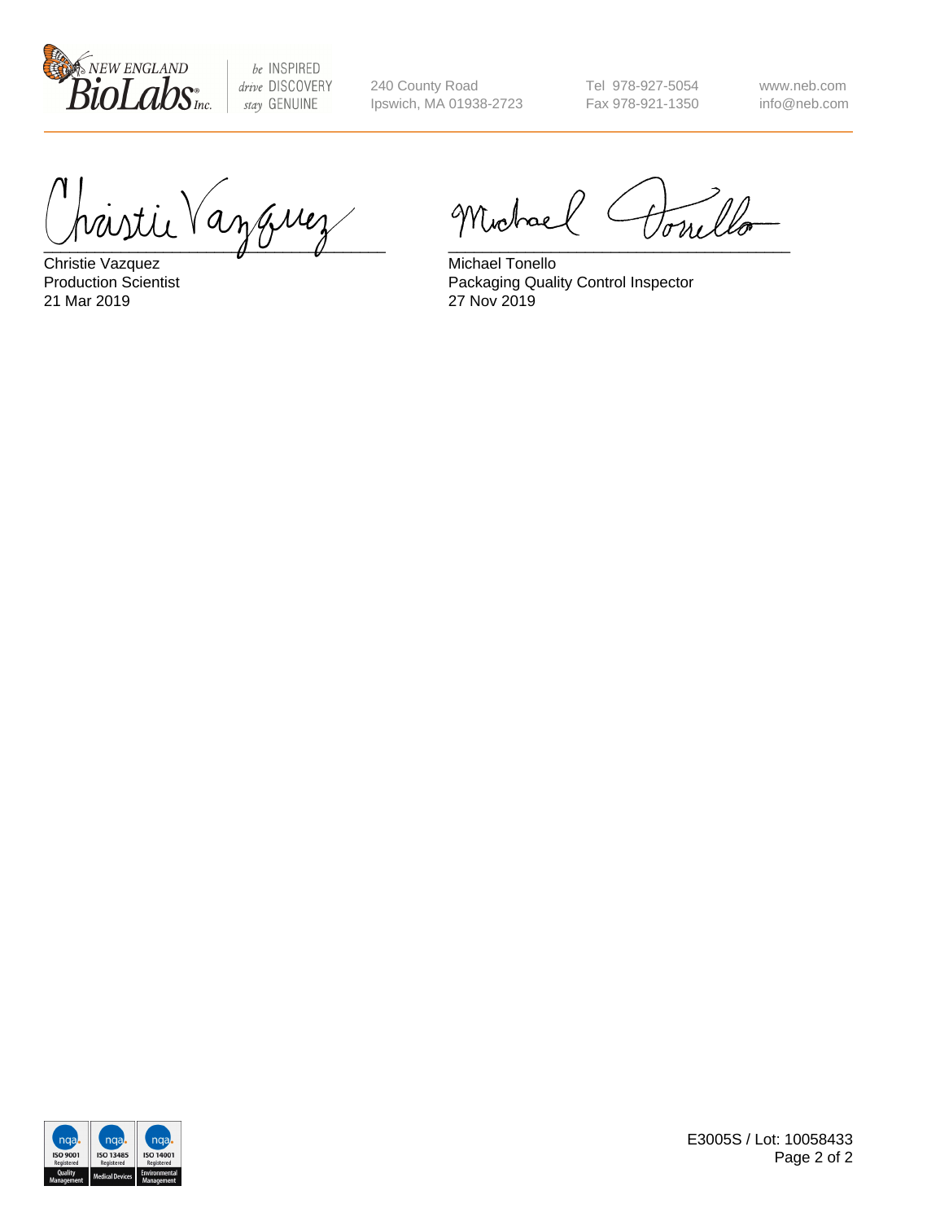Christie Vazquez
Production Scientist
21 Mar 2019

Michael Tonello
Packaging Quality Control Inspector
27 Nov 2019

E3005S / Lot: 10058433